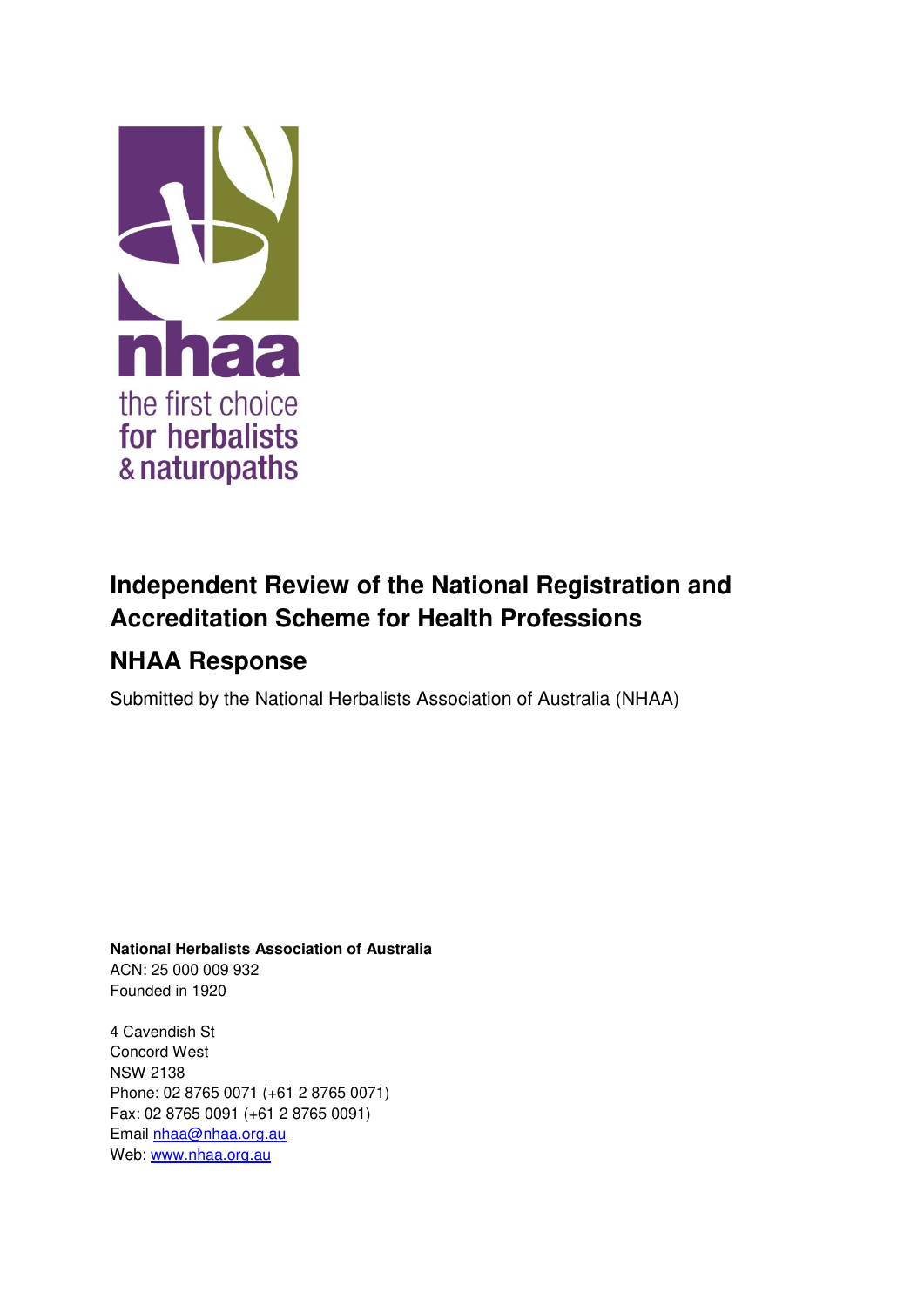nhaa

the first choice
for herbalists
& naturopaths

# Independent Review of the National Registration and Accreditation Scheme for Health Professions

## NHAA Response

Submitted by the National Herbalists Association of Australia (NHAA)

**National Herbalists Association of Australia**
ACN: 25 000 009 932
Founded in 1920

4 Cavendish St
Concord West
NSW 2138
Phone: 02 8765 0071 (+61 2 8765 0071)
Fax: 02 8765 0091 (+61 2 8765 0091)
Email nhaa@nhaa.org.au
Web: www.nhaa.org.au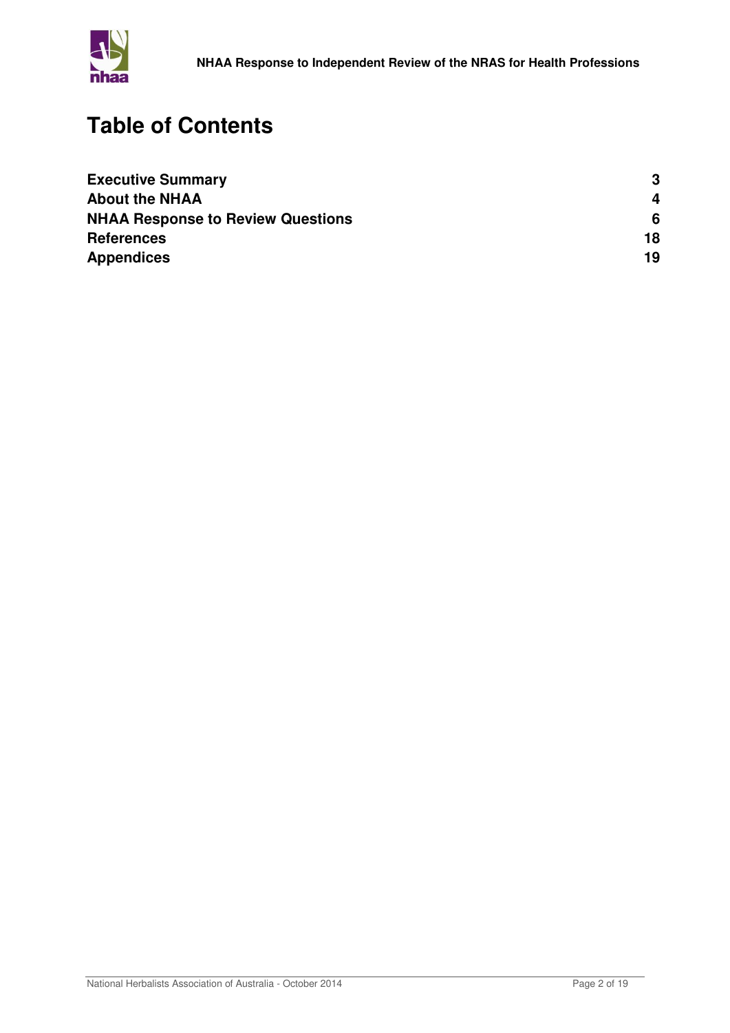# Table of Contents

| | |
|---|---|
| **Executive Summary** | **3** |
| **About the NHAA** | **4** |
| **NHAA Response to Review Questions** | **6** |
| **References** | **18** |
| **Appendices** | **19** |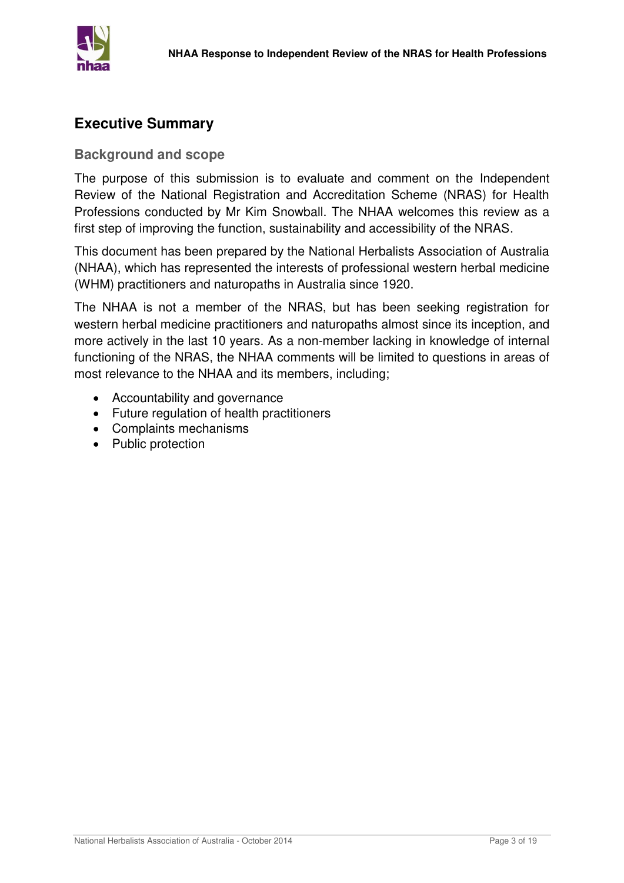## Executive Summary

### Background and scope

The purpose of this submission is to evaluate and comment on the Independent Review of the National Registration and Accreditation Scheme (NRAS) for Health Professions conducted by Mr Kim Snowball. The NHAA welcomes this review as a first step of improving the function, sustainability and accessibility of the NRAS.

This document has been prepared by the National Herbalists Association of Australia (NHAA), which has represented the interests of professional western herbal medicine (WHM) practitioners and naturopaths in Australia since 1920.

The NHAA is not a member of the NRAS, but has been seeking registration for western herbal medicine practitioners and naturopaths almost since its inception, and more actively in the last 10 years. As a non-member lacking in knowledge of internal functioning of the NRAS, the NHAA comments will be limited to questions in areas of most relevance to the NHAA and its members, including;

- Accountability and governance
- Future regulation of health practitioners
- Complaints mechanisms
- Public protection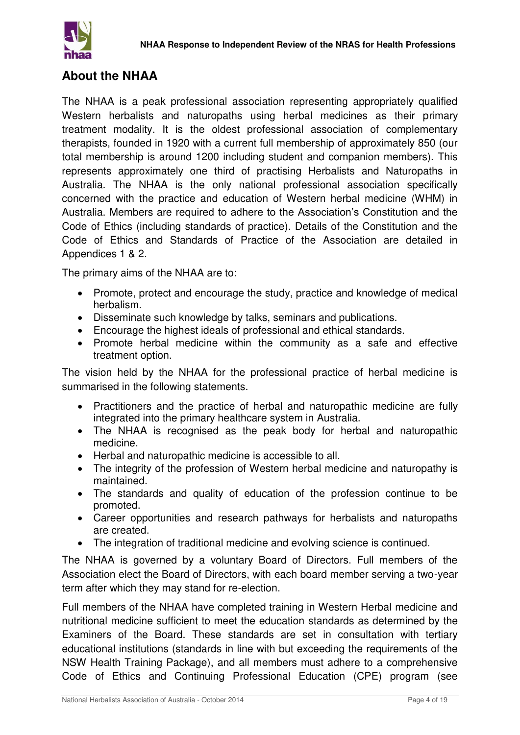## About the NHAA

The NHAA is a peak professional association representing appropriately qualified Western herbalists and naturopaths using herbal medicines as their primary treatment modality. It is the oldest professional association of complementary therapists, founded in 1920 with a current full membership of approximately 850 (our total membership is around 1200 including student and companion members). This represents approximately one third of practising Herbalists and Naturopaths in Australia. The NHAA is the only national professional association specifically concerned with the practice and education of Western herbal medicine (WHM) in Australia. Members are required to adhere to the Association's Constitution and the Code of Ethics (including standards of practice). Details of the Constitution and the Code of Ethics and Standards of Practice of the Association are detailed in Appendices 1 & 2.

The primary aims of the NHAA are to:

- Promote, protect and encourage the study, practice and knowledge of medical herbalism.
- Disseminate such knowledge by talks, seminars and publications.
- Encourage the highest ideals of professional and ethical standards.
- Promote herbal medicine within the community as a safe and effective treatment option.

The vision held by the NHAA for the professional practice of herbal medicine is summarised in the following statements.

- Practitioners and the practice of herbal and naturopathic medicine are fully integrated into the primary healthcare system in Australia.
- The NHAA is recognised as the peak body for herbal and naturopathic medicine.
- Herbal and naturopathic medicine is accessible to all.
- The integrity of the profession of Western herbal medicine and naturopathy is maintained.
- The standards and quality of education of the profession continue to be promoted.
- Career opportunities and research pathways for herbalists and naturopaths are created.
- The integration of traditional medicine and evolving science is continued.

The NHAA is governed by a voluntary Board of Directors. Full members of the Association elect the Board of Directors, with each board member serving a two-year term after which they may stand for re-election.

Full members of the NHAA have completed training in Western Herbal medicine and nutritional medicine sufficient to meet the education standards as determined by the Examiners of the Board. These standards are set in consultation with tertiary educational institutions (standards in line with but exceeding the requirements of the NSW Health Training Package), and all members must adhere to a comprehensive Code of Ethics and Continuing Professional Education (CPE) program (see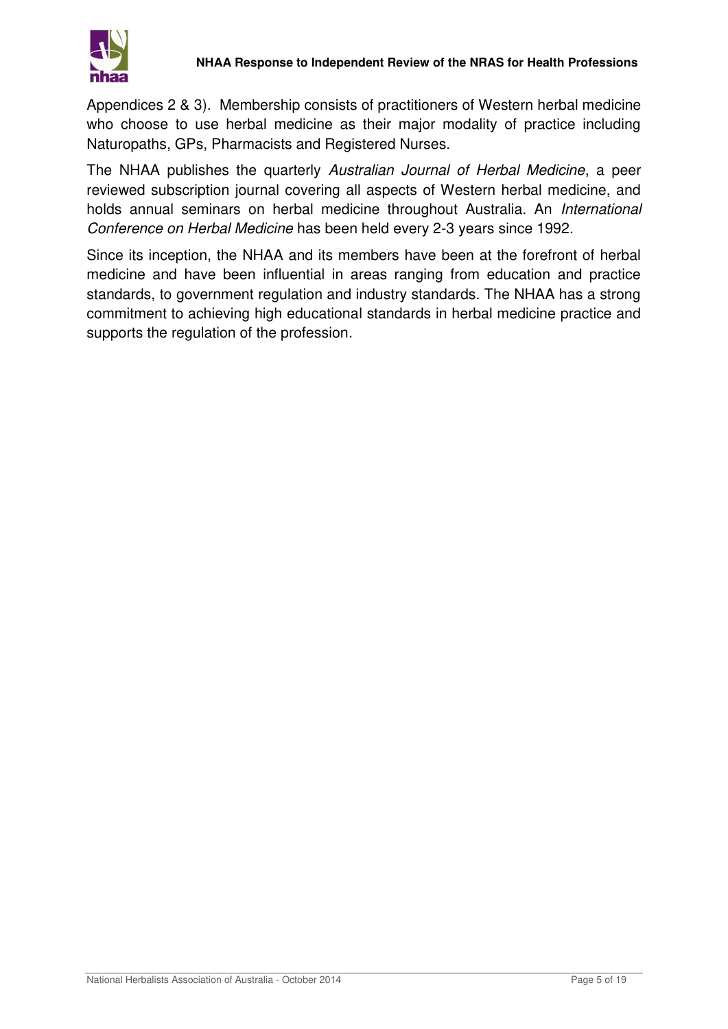Appendices 2 & 3). Membership consists of practitioners of Western herbal medicine who choose to use herbal medicine as their major modality of practice including Naturopaths, GPs, Pharmacists and Registered Nurses.

The NHAA publishes the quarterly *Australian Journal of Herbal Medicine*, a peer reviewed subscription journal covering all aspects of Western herbal medicine, and holds annual seminars on herbal medicine throughout Australia. An *International Conference on Herbal Medicine* has been held every 2-3 years since 1992.

Since its inception, the NHAA and its members have been at the forefront of herbal medicine and have been influential in areas ranging from education and practice standards, to government regulation and industry standards. The NHAA has a strong commitment to achieving high educational standards in herbal medicine practice and supports the regulation of the profession.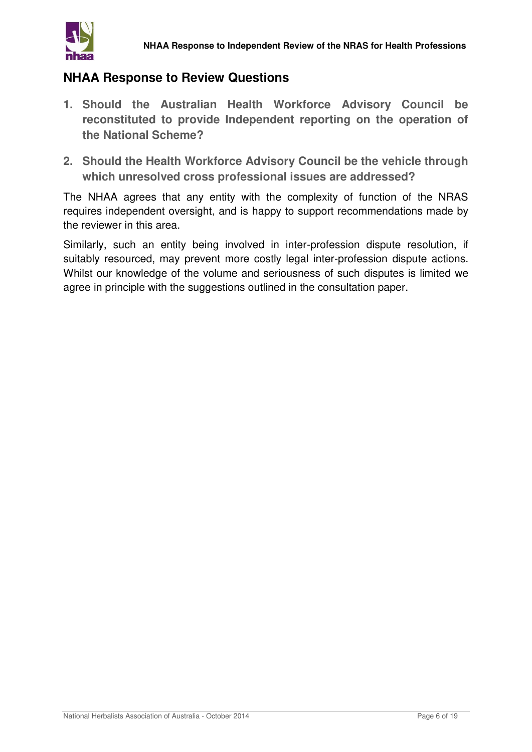## NHAA Response to Review Questions

1. **Should the Australian Health Workforce Advisory Council be reconstituted to provide Independent reporting on the operation of the National Scheme?**

2. **Should the Health Workforce Advisory Council be the vehicle through which unresolved cross professional issues are addressed?**

The NHAA agrees that any entity with the complexity of function of the NRAS requires independent oversight, and is happy to support recommendations made by the reviewer in this area.

Similarly, such an entity being involved in inter-profession dispute resolution, if suitably resourced, may prevent more costly legal inter-profession dispute actions. Whilst our knowledge of the volume and seriousness of such disputes is limited we agree in principle with the suggestions outlined in the consultation paper.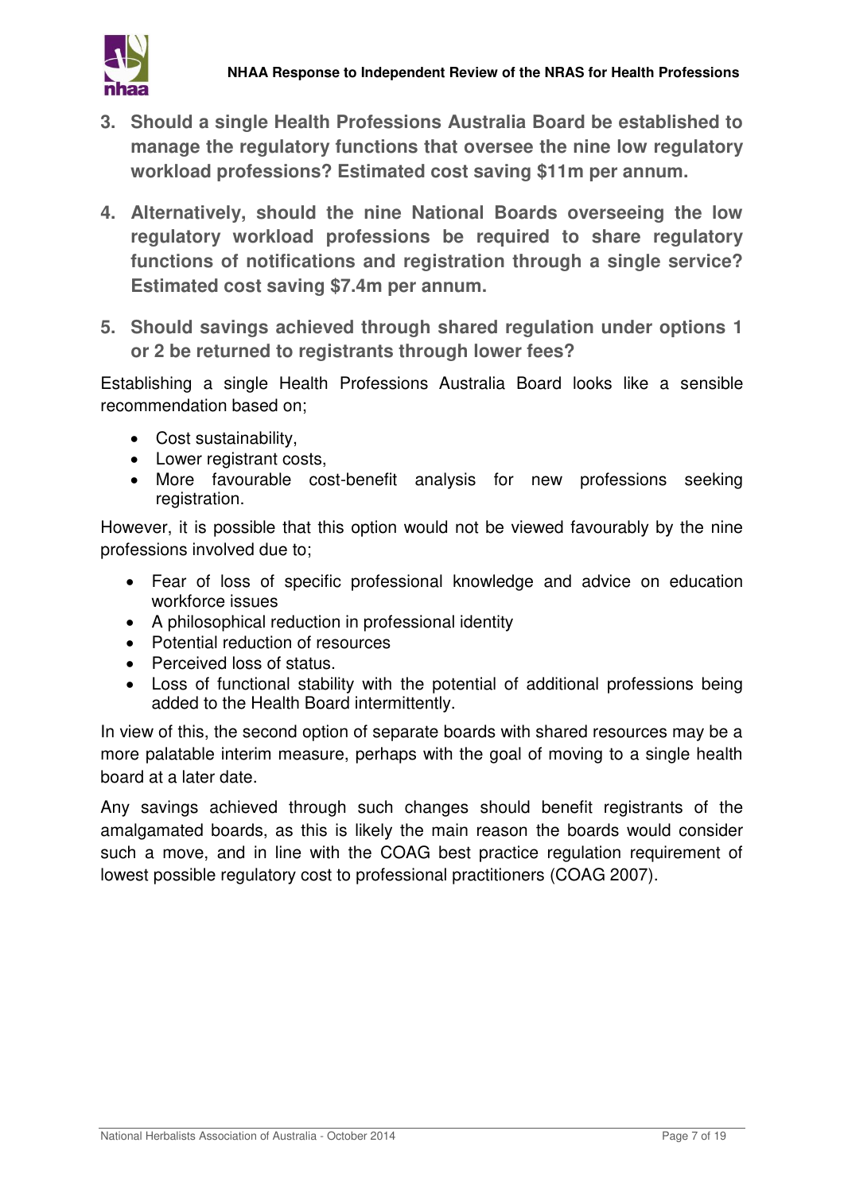**3. Should a single Health Professions Australia Board be established to manage the regulatory functions that oversee the nine low regulatory workload professions? Estimated cost saving $11m per annum.**

**4. Alternatively, should the nine National Boards overseeing the low regulatory workload professions be required to share regulatory functions of notifications and registration through a single service? Estimated cost saving $7.4m per annum.**

**5. Should savings achieved through shared regulation under options 1 or 2 be returned to registrants through lower fees?**

Establishing a single Health Professions Australia Board looks like a sensible recommendation based on;

- Cost sustainability,
- Lower registrant costs,
- More favourable cost-benefit analysis for new professions seeking registration.

However, it is possible that this option would not be viewed favourably by the nine professions involved due to;

- Fear of loss of specific professional knowledge and advice on education workforce issues
- A philosophical reduction in professional identity
- Potential reduction of resources
- Perceived loss of status.
- Loss of functional stability with the potential of additional professions being added to the Health Board intermittently.

In view of this, the second option of separate boards with shared resources may be a more palatable interim measure, perhaps with the goal of moving to a single health board at a later date.

Any savings achieved through such changes should benefit registrants of the amalgamated boards, as this is likely the main reason the boards would consider such a move, and in line with the COAG best practice regulation requirement of lowest possible regulatory cost to professional practitioners (COAG 2007).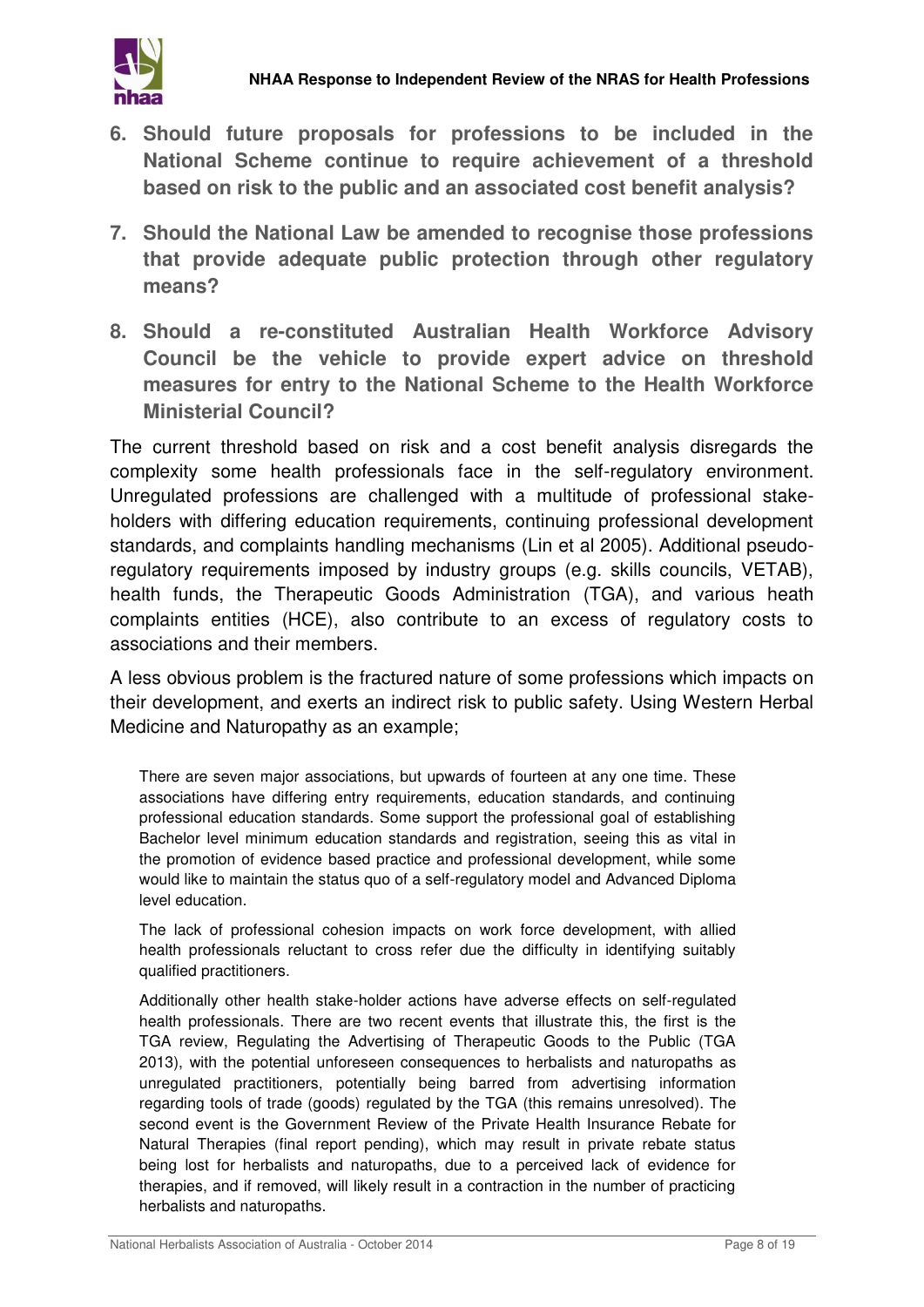6. **Should future proposals for professions to be included in the National Scheme continue to require achievement of a threshold based on risk to the public and an associated cost benefit analysis?**

7. **Should the National Law be amended to recognise those professions that provide adequate public protection through other regulatory means?**

8. **Should a re-constituted Australian Health Workforce Advisory Council be the vehicle to provide expert advice on threshold measures for entry to the National Scheme to the Health Workforce Ministerial Council?**

The current threshold based on risk and a cost benefit analysis disregards the complexity some health professionals face in the self-regulatory environment. Unregulated professions are challenged with a multitude of professional stake-holders with differing education requirements, continuing professional development standards, and complaints handling mechanisms (Lin et al 2005). Additional pseudo-regulatory requirements imposed by industry groups (e.g. skills councils, VETAB), health funds, the Therapeutic Goods Administration (TGA), and various heath complaints entities (HCE), also contribute to an excess of regulatory costs to associations and their members.

A less obvious problem is the fractured nature of some professions which impacts on their development, and exerts an indirect risk to public safety. Using Western Herbal Medicine and Naturopathy as an example;

> There are seven major associations, but upwards of fourteen at any one time. These associations have differing entry requirements, education standards, and continuing professional education standards. Some support the professional goal of establishing Bachelor level minimum education standards and registration, seeing this as vital in the promotion of evidence based practice and professional development, while some would like to maintain the status quo of a self-regulatory model and Advanced Diploma level education.
>
> The lack of professional cohesion impacts on work force development, with allied health professionals reluctant to cross refer due the difficulty in identifying suitably qualified practitioners.
>
> Additionally other health stake-holder actions have adverse effects on self-regulated health professionals. There are two recent events that illustrate this, the first is the TGA review, Regulating the Advertising of Therapeutic Goods to the Public (TGA 2013), with the potential unforeseen consequences to herbalists and naturopaths as unregulated practitioners, potentially being barred from advertising information regarding tools of trade (goods) regulated by the TGA (this remains unresolved). The second event is the Government Review of the Private Health Insurance Rebate for Natural Therapies (final report pending), which may result in private rebate status being lost for herbalists and naturopaths, due to a perceived lack of evidence for therapies, and if removed, will likely result in a contraction in the number of practicing herbalists and naturopaths.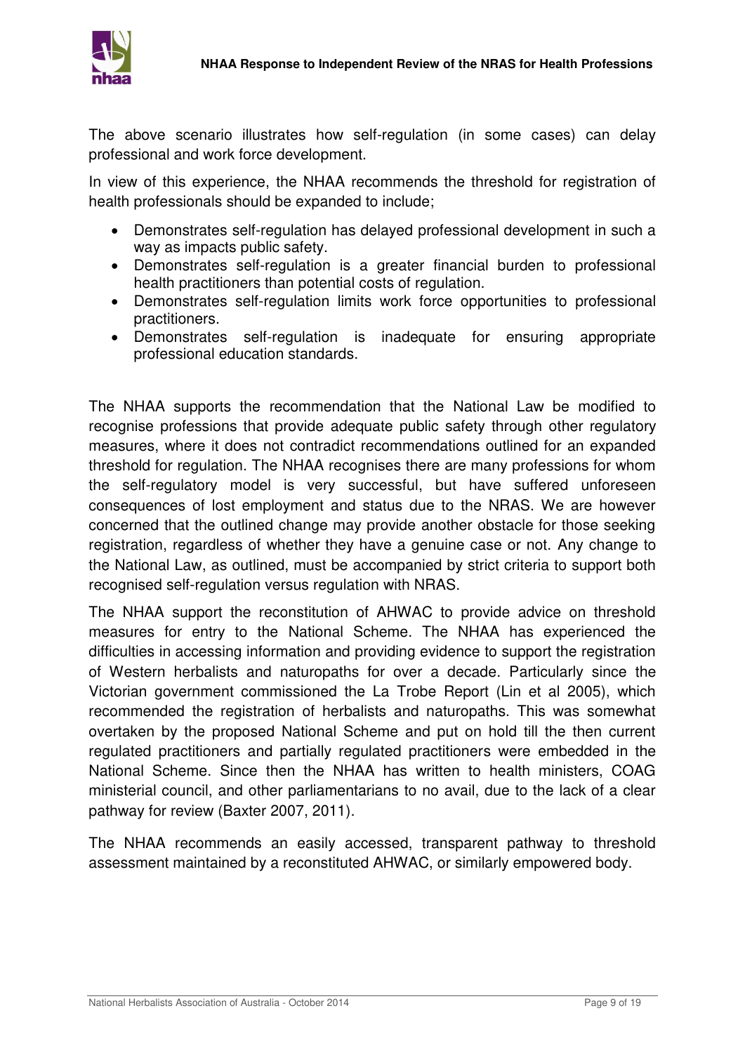The above scenario illustrates how self-regulation (in some cases) can delay professional and work force development.

In view of this experience, the NHAA recommends the threshold for registration of health professionals should be expanded to include;

- Demonstrates self-regulation has delayed professional development in such a way as impacts public safety.
- Demonstrates self-regulation is a greater financial burden to professional health practitioners than potential costs of regulation.
- Demonstrates self-regulation limits work force opportunities to professional practitioners.
- Demonstrates self-regulation is inadequate for ensuring appropriate professional education standards.

The NHAA supports the recommendation that the National Law be modified to recognise professions that provide adequate public safety through other regulatory measures, where it does not contradict recommendations outlined for an expanded threshold for regulation. The NHAA recognises there are many professions for whom the self-regulatory model is very successful, but have suffered unforeseen consequences of lost employment and status due to the NRAS. We are however concerned that the outlined change may provide another obstacle for those seeking registration, regardless of whether they have a genuine case or not. Any change to the National Law, as outlined, must be accompanied by strict criteria to support both recognised self-regulation versus regulation with NRAS.

The NHAA support the reconstitution of AHWAC to provide advice on threshold measures for entry to the National Scheme. The NHAA has experienced the difficulties in accessing information and providing evidence to support the registration of Western herbalists and naturopaths for over a decade. Particularly since the Victorian government commissioned the La Trobe Report (Lin et al 2005), which recommended the registration of herbalists and naturopaths. This was somewhat overtaken by the proposed National Scheme and put on hold till the then current regulated practitioners and partially regulated practitioners were embedded in the National Scheme. Since then the NHAA has written to health ministers, COAG ministerial council, and other parliamentarians to no avail, due to the lack of a clear pathway for review (Baxter 2007, 2011).

The NHAA recommends an easily accessed, transparent pathway to threshold assessment maintained by a reconstituted AHWAC, or similarly empowered body.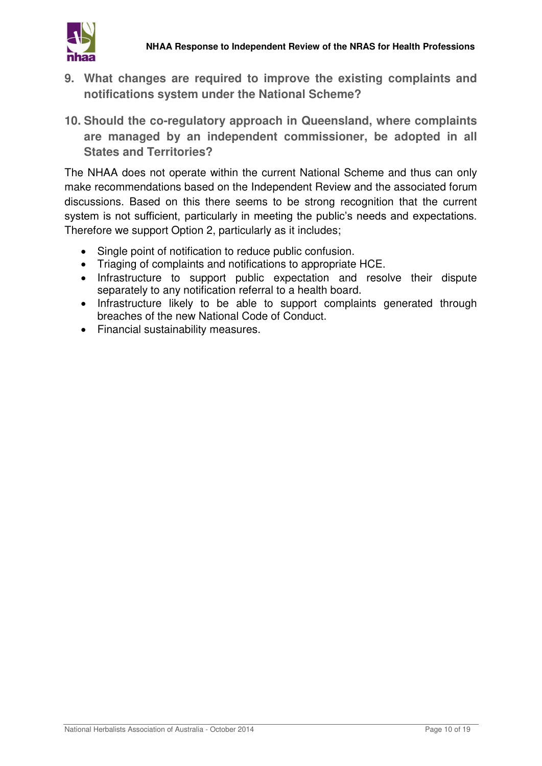## 9. What changes are required to improve the existing complaints and notifications system under the National Scheme?

## 10. Should the co-regulatory approach in Queensland, where complaints are managed by an independent commissioner, be adopted in all States and Territories?

The NHAA does not operate within the current National Scheme and thus can only make recommendations based on the Independent Review and the associated forum discussions. Based on this there seems to be strong recognition that the current system is not sufficient, particularly in meeting the public's needs and expectations. Therefore we support Option 2, particularly as it includes;

- Single point of notification to reduce public confusion.
- Triaging of complaints and notifications to appropriate HCE.
- Infrastructure to support public expectation and resolve their dispute separately to any notification referral to a health board.
- Infrastructure likely to be able to support complaints generated through breaches of the new National Code of Conduct.
- Financial sustainability measures.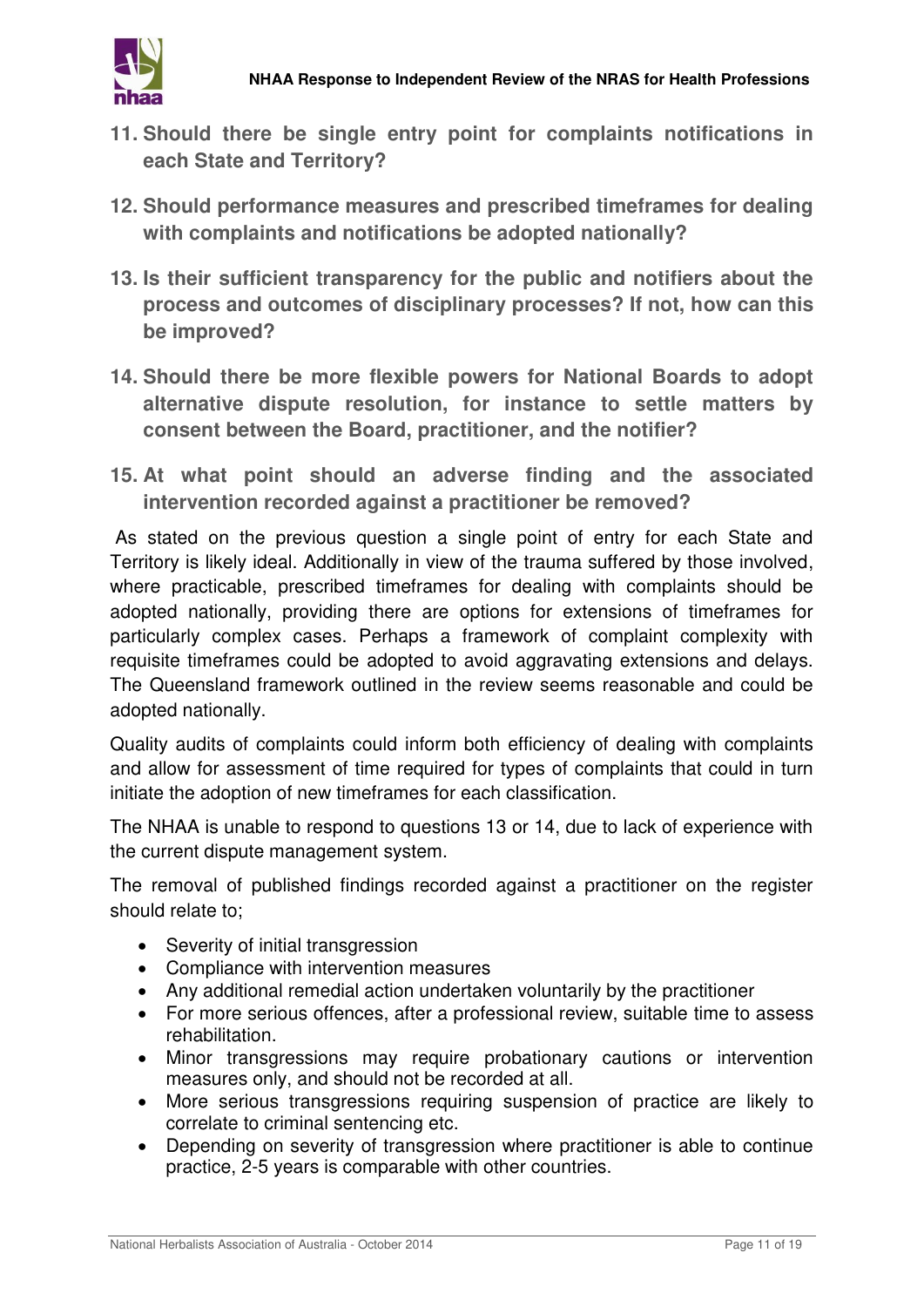11. **Should there be single entry point for complaints notifications in each State and Territory?**

12. **Should performance measures and prescribed timeframes for dealing with complaints and notifications be adopted nationally?**

13. **Is their sufficient transparency for the public and notifiers about the process and outcomes of disciplinary processes? If not, how can this be improved?**

14. **Should there be more flexible powers for National Boards to adopt alternative dispute resolution, for instance to settle matters by consent between the Board, practitioner, and the notifier?**

15. **At what point should an adverse finding and the associated intervention recorded against a practitioner be removed?**

As stated on the previous question a single point of entry for each State and Territory is likely ideal. Additionally in view of the trauma suffered by those involved, where practicable, prescribed timeframes for dealing with complaints should be adopted nationally, providing there are options for extensions of timeframes for particularly complex cases. Perhaps a framework of complaint complexity with requisite timeframes could be adopted to avoid aggravating extensions and delays. The Queensland framework outlined in the review seems reasonable and could be adopted nationally.

Quality audits of complaints could inform both efficiency of dealing with complaints and allow for assessment of time required for types of complaints that could in turn initiate the adoption of new timeframes for each classification.

The NHAA is unable to respond to questions 13 or 14, due to lack of experience with the current dispute management system.

The removal of published findings recorded against a practitioner on the register should relate to;

- Severity of initial transgression
- Compliance with intervention measures
- Any additional remedial action undertaken voluntarily by the practitioner
- For more serious offences, after a professional review, suitable time to assess rehabilitation.
- Minor transgressions may require probationary cautions or intervention measures only, and should not be recorded at all.
- More serious transgressions requiring suspension of practice are likely to correlate to criminal sentencing etc.
- Depending on severity of transgression where practitioner is able to continue practice, 2-5 years is comparable with other countries.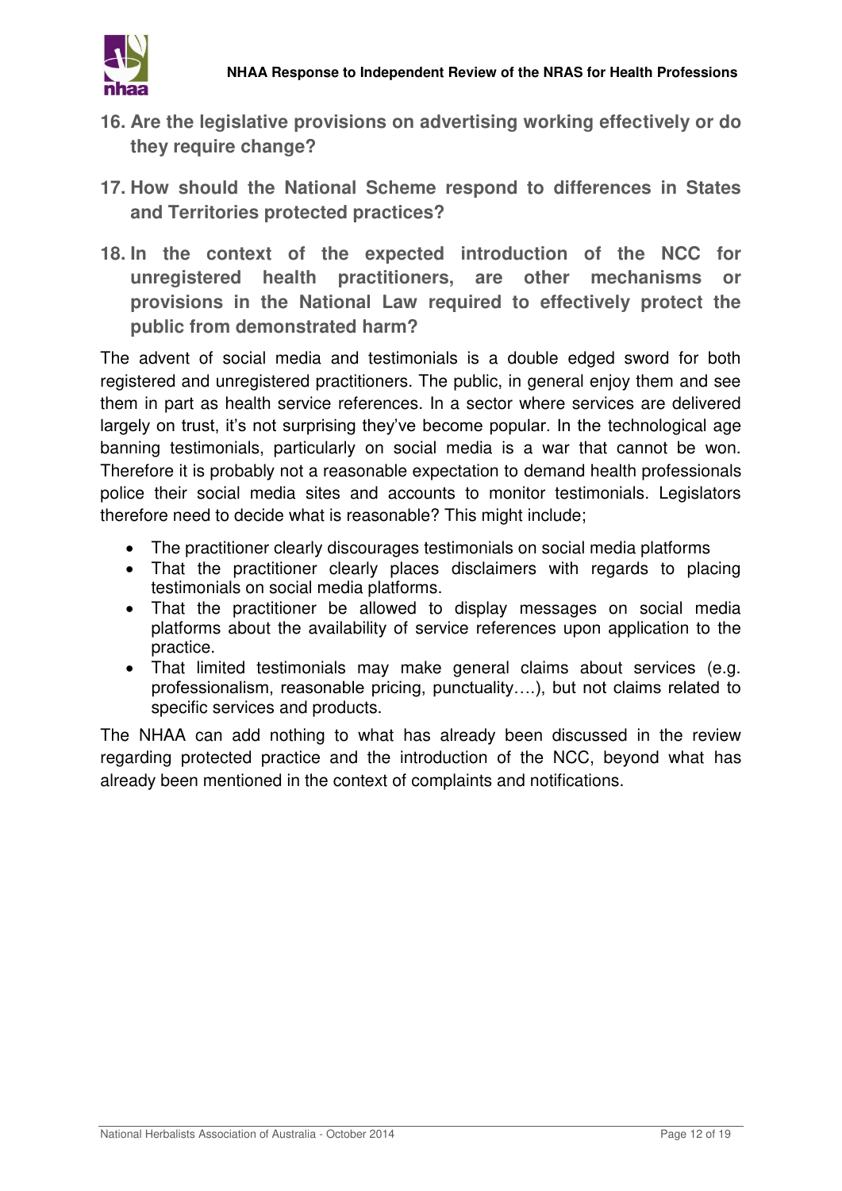### 16. Are the legislative provisions on advertising working effectively or do they require change?

### 17. How should the National Scheme respond to differences in States and Territories protected practices?

### 18. In the context of the expected introduction of the NCC for unregistered health practitioners, are other mechanisms or provisions in the National Law required to effectively protect the public from demonstrated harm?

The advent of social media and testimonials is a double edged sword for both registered and unregistered practitioners. The public, in general enjoy them and see them in part as health service references. In a sector where services are delivered largely on trust, it's not surprising they've become popular. In the technological age banning testimonials, particularly on social media is a war that cannot be won. Therefore it is probably not a reasonable expectation to demand health professionals police their social media sites and accounts to monitor testimonials. Legislators therefore need to decide what is reasonable? This might include;

- The practitioner clearly discourages testimonials on social media platforms
- That the practitioner clearly places disclaimers with regards to placing testimonials on social media platforms.
- That the practitioner be allowed to display messages on social media platforms about the availability of service references upon application to the practice.
- That limited testimonials may make general claims about services (e.g. professionalism, reasonable pricing, punctuality….), but not claims related to specific services and products.

The NHAA can add nothing to what has already been discussed in the review regarding protected practice and the introduction of the NCC, beyond what has already been mentioned in the context of complaints and notifications.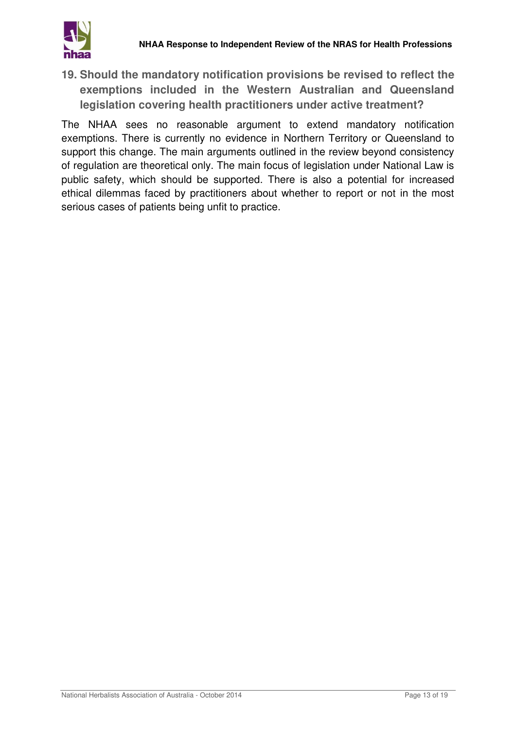## 19. Should the mandatory notification provisions be revised to reflect the exemptions included in the Western Australian and Queensland legislation covering health practitioners under active treatment?

The NHAA sees no reasonable argument to extend mandatory notification exemptions. There is currently no evidence in Northern Territory or Queensland to support this change. The main arguments outlined in the review beyond consistency of regulation are theoretical only. The main focus of legislation under National Law is public safety, which should be supported. There is also a potential for increased ethical dilemmas faced by practitioners about whether to report or not in the most serious cases of patients being unfit to practice.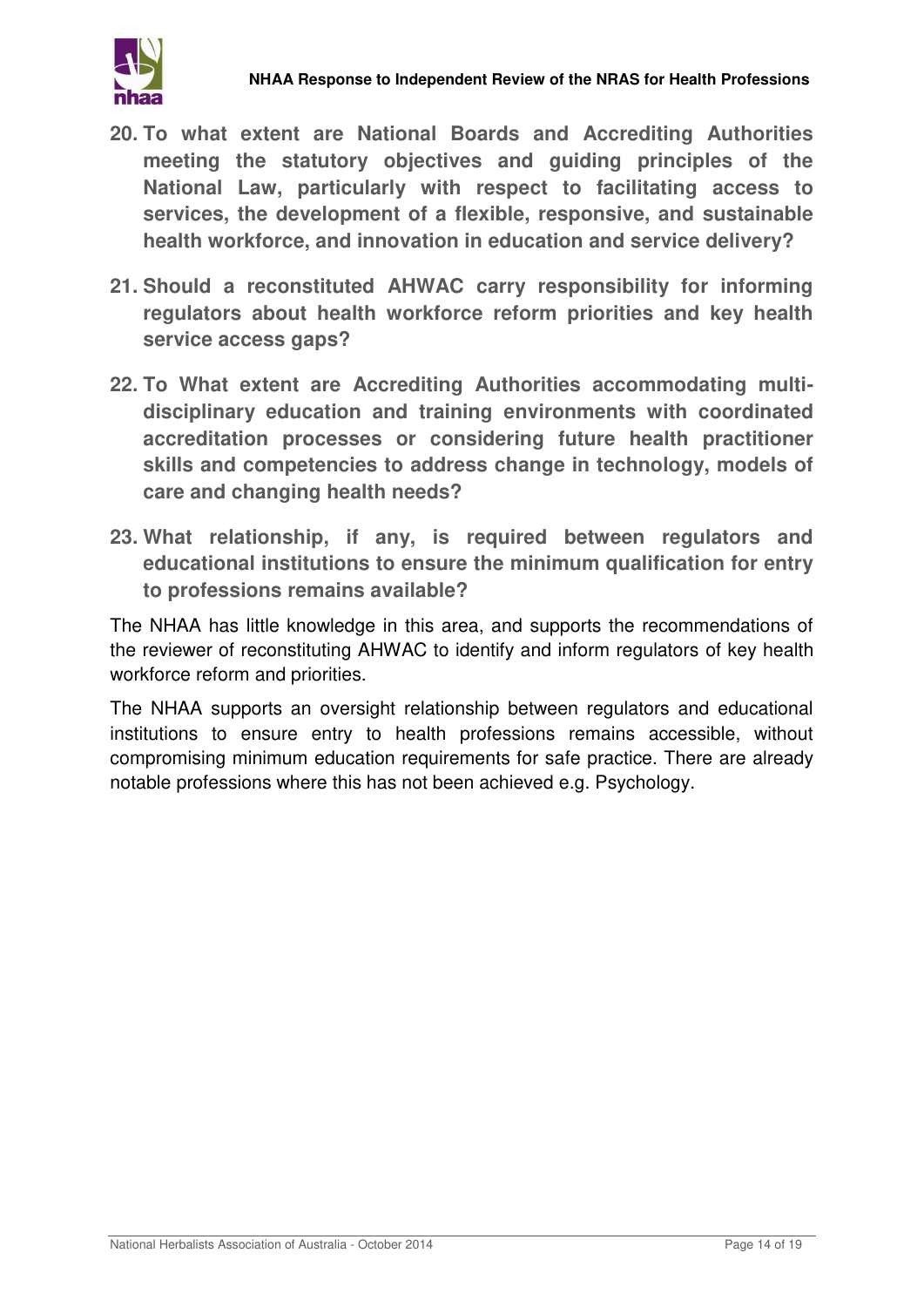**20. To what extent are National Boards and Accrediting Authorities meeting the statutory objectives and guiding principles of the National Law, particularly with respect to facilitating access to services, the development of a flexible, responsive, and sustainable health workforce, and innovation in education and service delivery?**

**21. Should a reconstituted AHWAC carry responsibility for informing regulators about health workforce reform priorities and key health service access gaps?**

**22. To What extent are Accrediting Authorities accommodating multi-disciplinary education and training environments with coordinated accreditation processes or considering future health practitioner skills and competencies to address change in technology, models of care and changing health needs?**

**23. What relationship, if any, is required between regulators and educational institutions to ensure the minimum qualification for entry to professions remains available?**

The NHAA has little knowledge in this area, and supports the recommendations of the reviewer of reconstituting AHWAC to identify and inform regulators of key health workforce reform and priorities.

The NHAA supports an oversight relationship between regulators and educational institutions to ensure entry to health professions remains accessible, without compromising minimum education requirements for safe practice. There are already notable professions where this has not been achieved e.g. Psychology.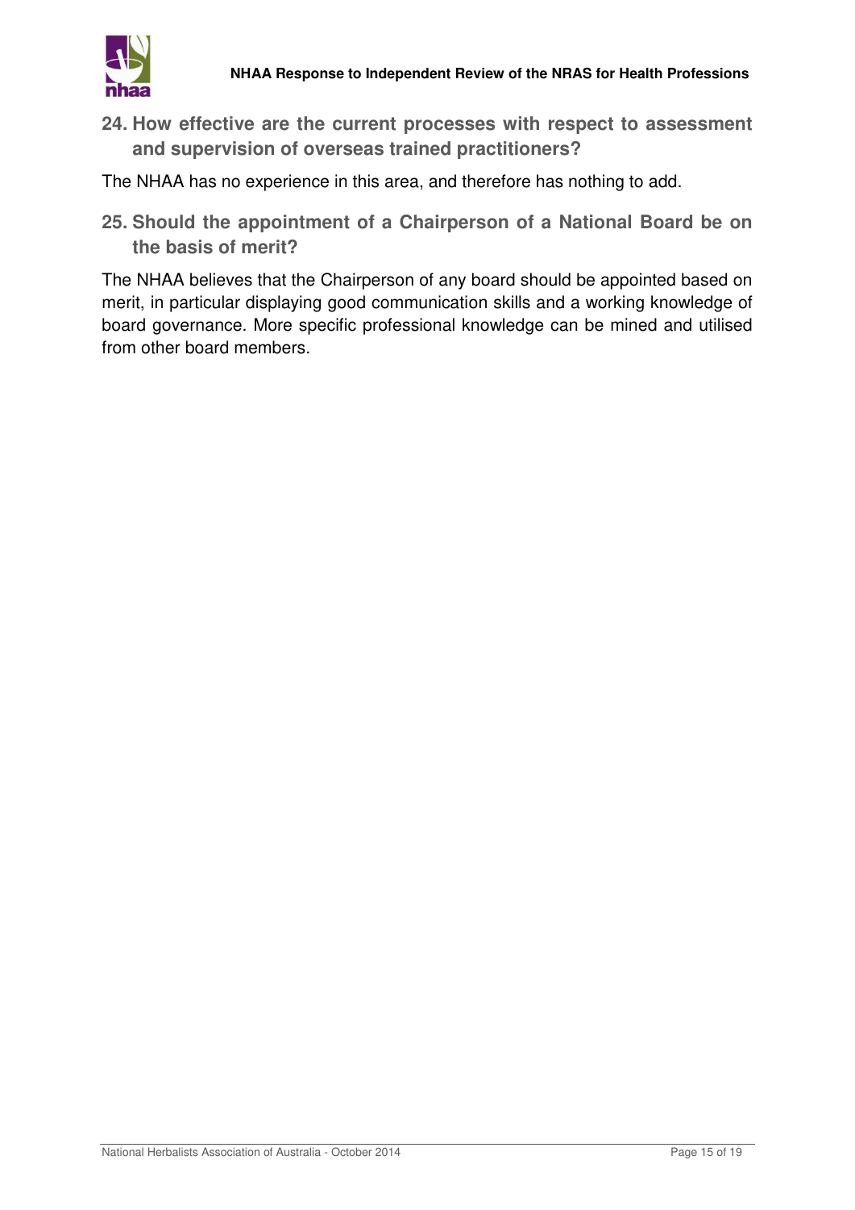### 24. How effective are the current processes with respect to assessment and supervision of overseas trained practitioners?

The NHAA has no experience in this area, and therefore has nothing to add.

### 25. Should the appointment of a Chairperson of a National Board be on the basis of merit?

The NHAA believes that the Chairperson of any board should be appointed based on merit, in particular displaying good communication skills and a working knowledge of board governance. More specific professional knowledge can be mined and utilised from other board members.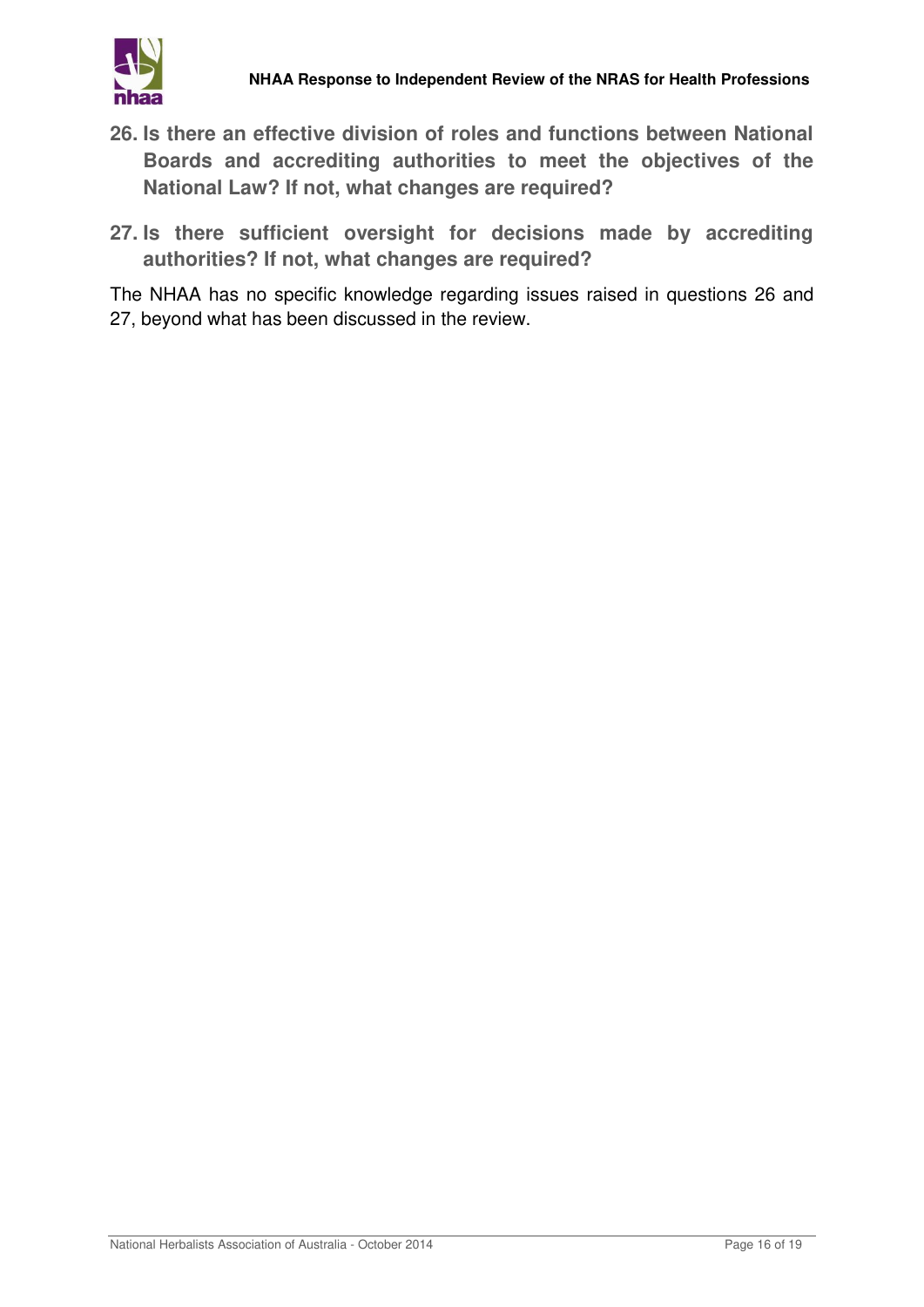**26. Is there an effective division of roles and functions between National Boards and accrediting authorities to meet the objectives of the National Law? If not, what changes are required?**

**27. Is there sufficient oversight for decisions made by accrediting authorities? If not, what changes are required?**

The NHAA has no specific knowledge regarding issues raised in questions 26 and 27, beyond what has been discussed in the review.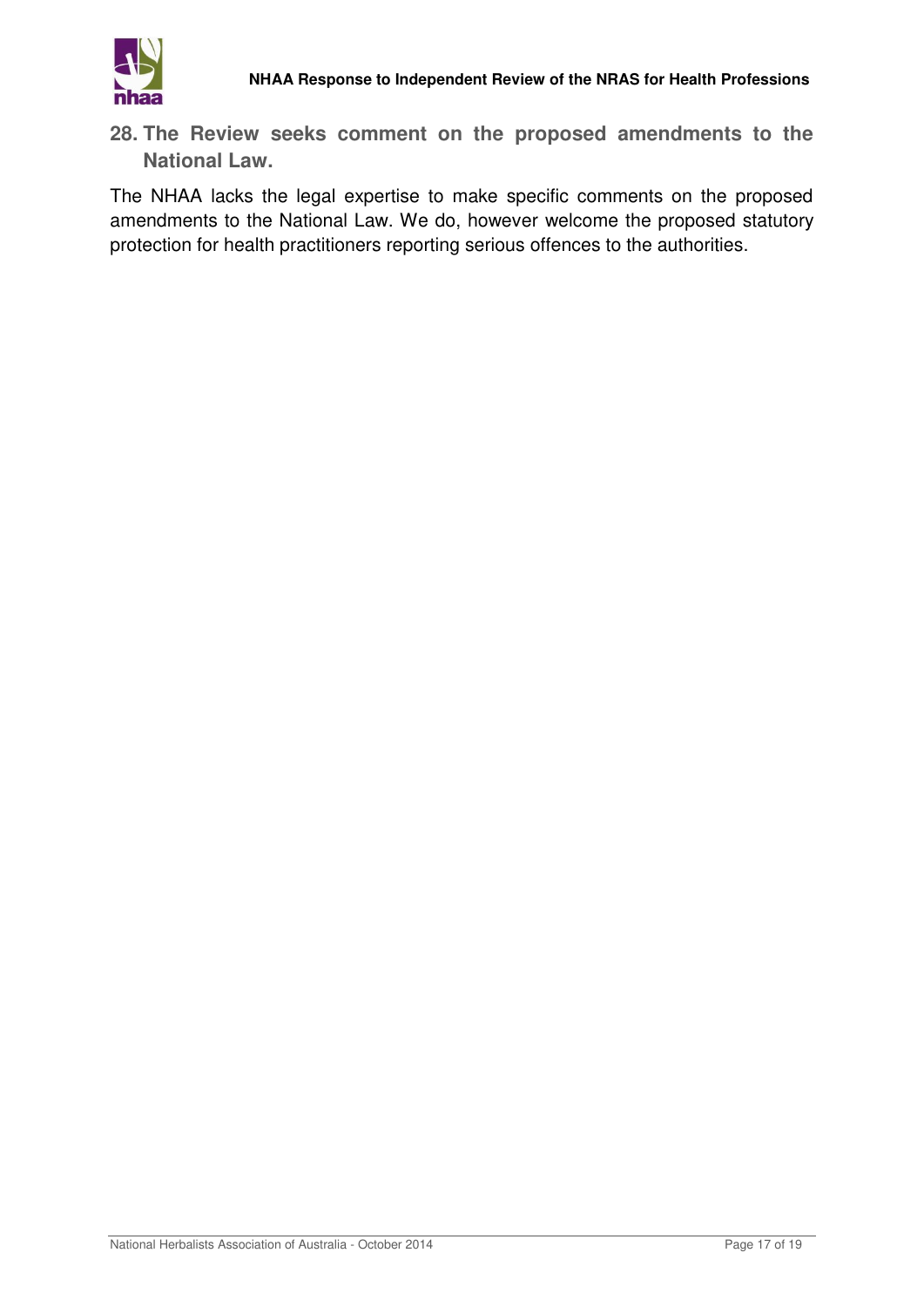### 28. The Review seeks comment on the proposed amendments to the National Law.

The NHAA lacks the legal expertise to make specific comments on the proposed amendments to the National Law. We do, however welcome the proposed statutory protection for health practitioners reporting serious offences to the authorities.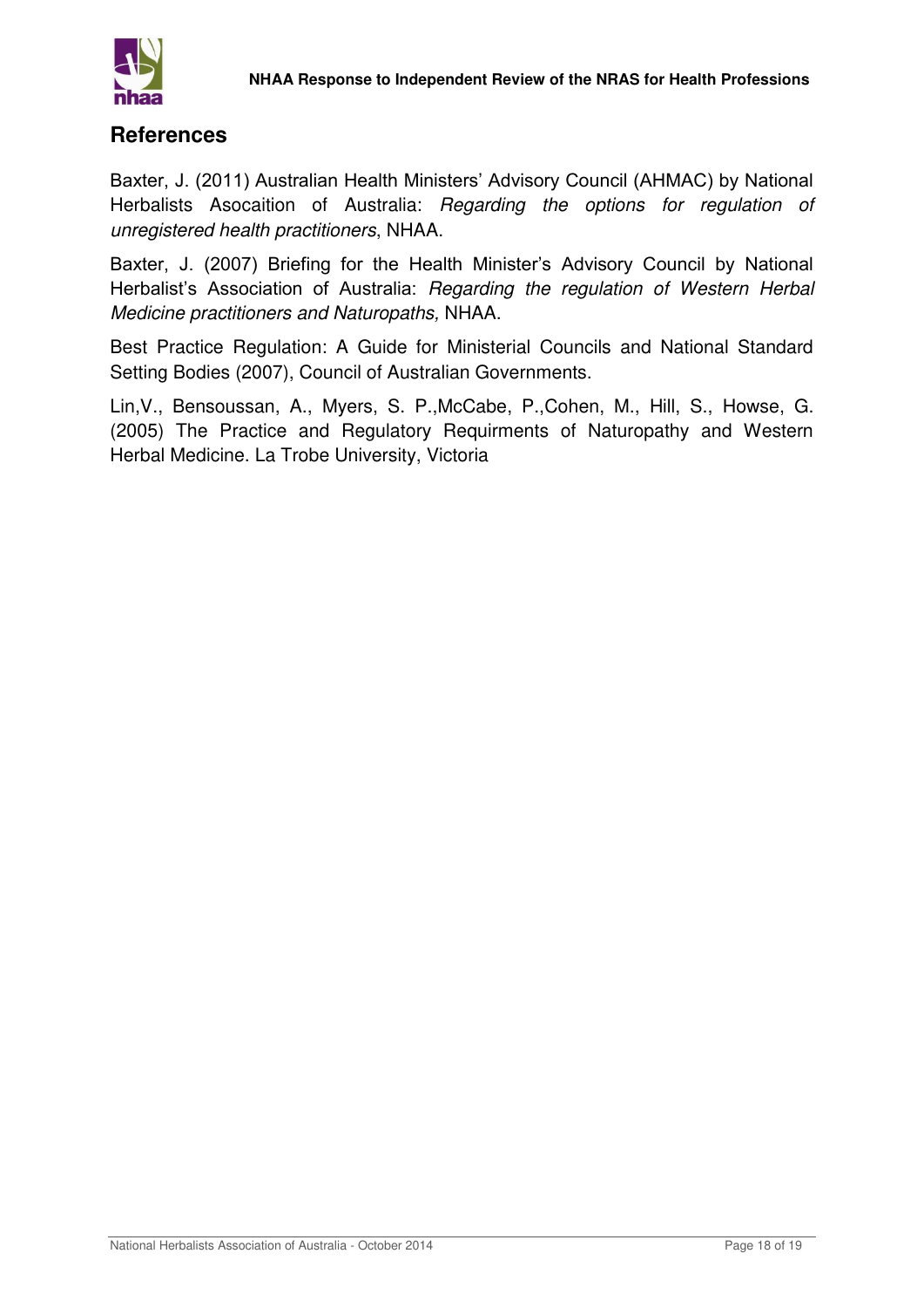## References

Baxter, J. (2011) Australian Health Ministers' Advisory Council (AHMAC) by National Herbalists Asocaition of Australia: *Regarding the options for regulation of unregistered health practitioners*, NHAA.

Baxter, J. (2007) Briefing for the Health Minister's Advisory Council by National Herbalist's Association of Australia: *Regarding the regulation of Western Herbal Medicine practitioners and Naturopaths,* NHAA.

Best Practice Regulation: A Guide for Ministerial Councils and National Standard Setting Bodies (2007), Council of Australian Governments.

Lin,V., Bensoussan, A., Myers, S. P.,McCabe, P.,Cohen, M., Hill, S., Howse, G. (2005) The Practice and Regulatory Requirments of Naturopathy and Western Herbal Medicine. La Trobe University, Victoria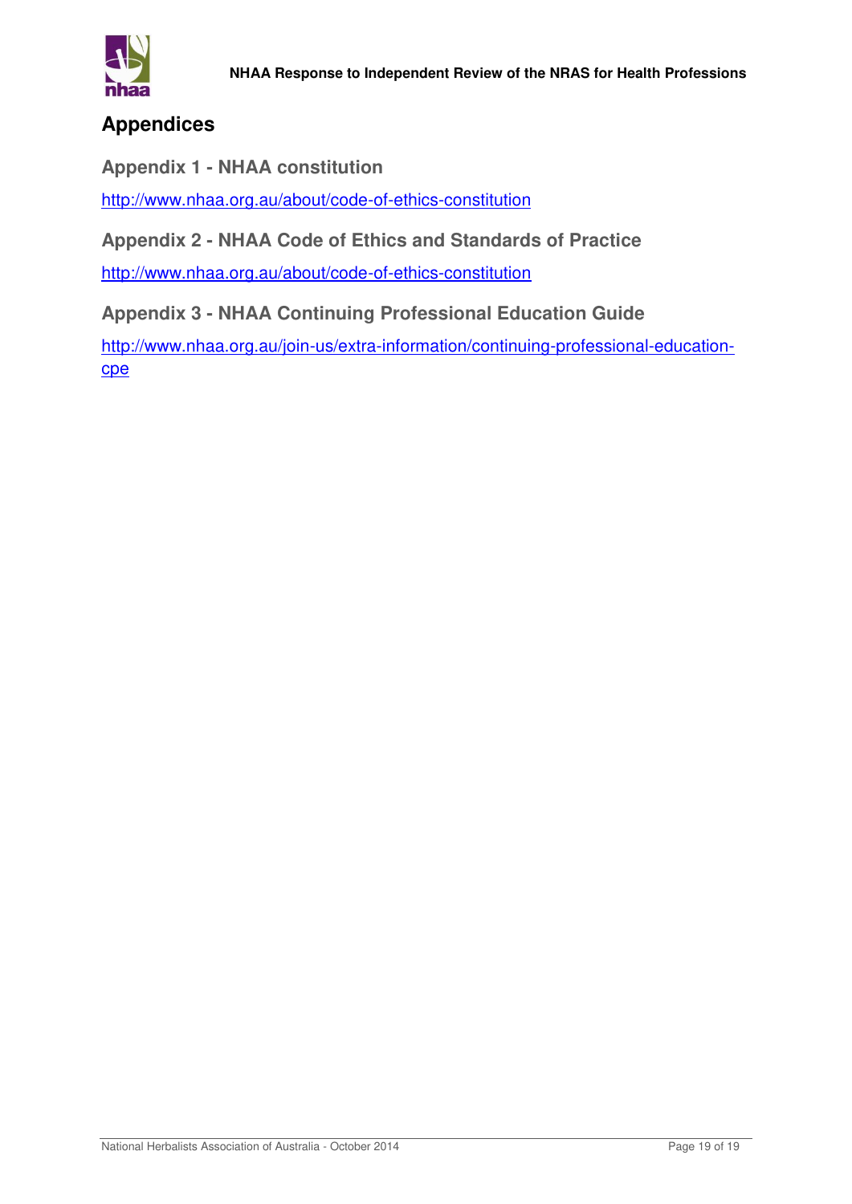## Appendices

### Appendix 1 - NHAA constitution

http://www.nhaa.org.au/about/code-of-ethics-constitution

### Appendix 2 - NHAA Code of Ethics and Standards of Practice

http://www.nhaa.org.au/about/code-of-ethics-constitution

### Appendix 3 - NHAA Continuing Professional Education Guide

http://www.nhaa.org.au/join-us/extra-information/continuing-professional-education-cpe